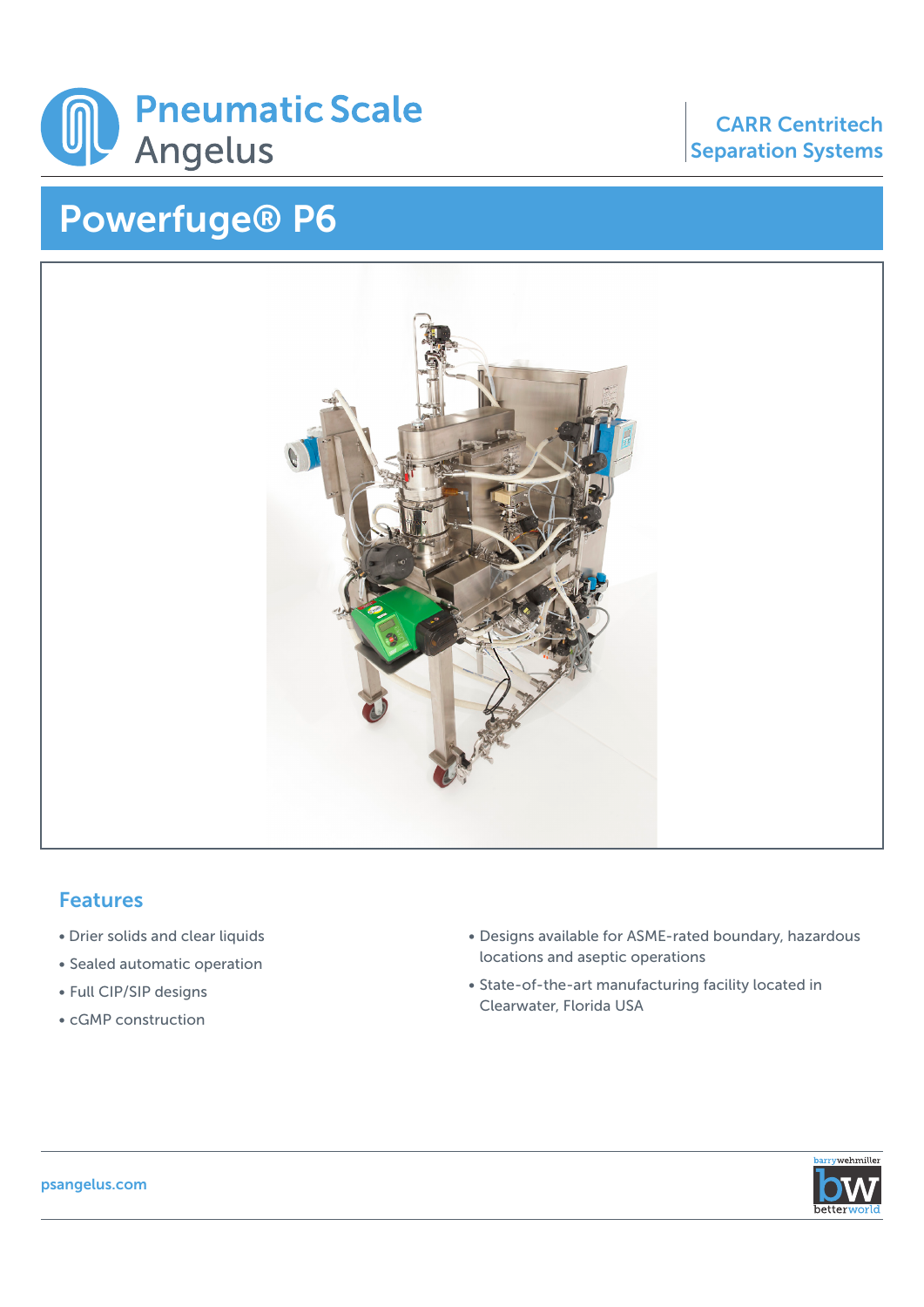Pneumatic Scale Angelus

CARR Centritech Separation Systems

# Powerfuge® P6

## Features

- Drier solids and clear liquids
- Sealed automatic operation
- Full CIP/SIP designs
- cGMP construction
- Designs available for ASME-rated boundary, hazardous locations and aseptic operations
- State-of-the-art manufacturing facility located in Clearwater, Florida USA

psangelus.com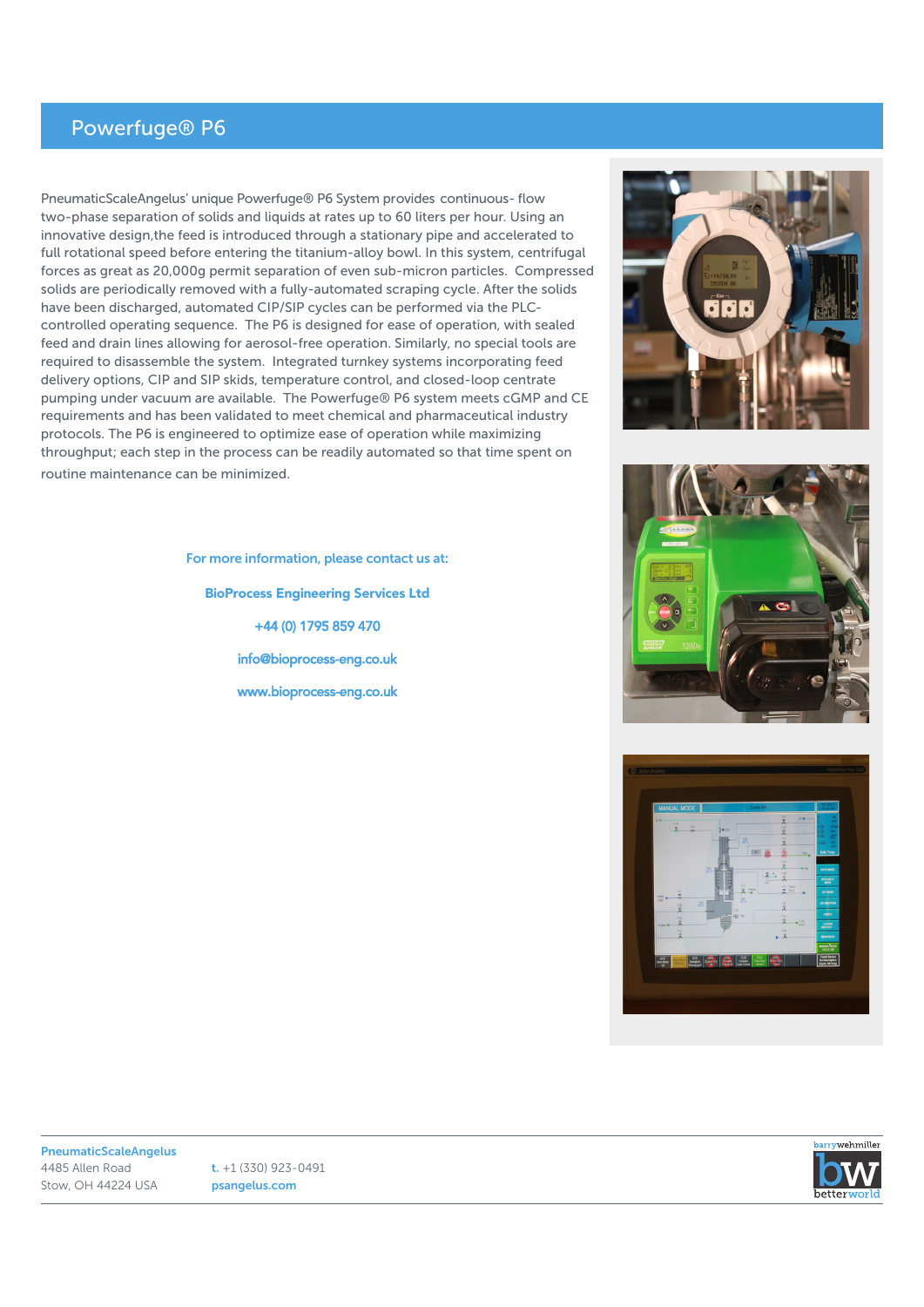# Powerfuge® P6

PneumaticScaleAngelus' unique Powerfuge® P6 System provides continuous- flow two-phase separation of solids and liquids at rates up to 60 liters per hour. Using an innovative design,the feed is introduced through a stationary pipe and accelerated to full rotational speed before entering the titanium-alloy bowl. In this system, centrifugal forces as great as 20,000g permit separation of even sub-micron particles. Compressed solids are periodically removed with a fully-automated scraping cycle. After the solids have been discharged, automated CIP/SIP cycles can be performed via the PLC-controlled operating sequence. The P6 is designed for ease of operation, with sealed feed and drain lines allowing for aerosol-free operation. Similarly, no special tools are required to disassemble the system. Integrated turnkey systems incorporating feed delivery options, CIP and SIP skids, temperature control, and closed-loop centrate pumping under vacuum are available. The Powerfuge® P6 system meets cGMP and CE requirements and has been validated to meet chemical and pharmaceutical industry protocols. The P6 is engineered to optimize ease of operation while maximizing throughput; each step in the process can be readily automated so that time spent on routine maintenance can be minimized.

For more information, please contact us at:

**BioProcess Engineering Services Ltd**

+44 (0) 1795 859 470

info@bioprocess-eng.co.uk

www.bioprocess-eng.co.uk

**PneumaticScaleAngelus**
4485 Allen Road
Stow, OH 44224 USA

t. +1 (330) 923-0491
psangelus.com

barrywehmiller
bw
betterworld